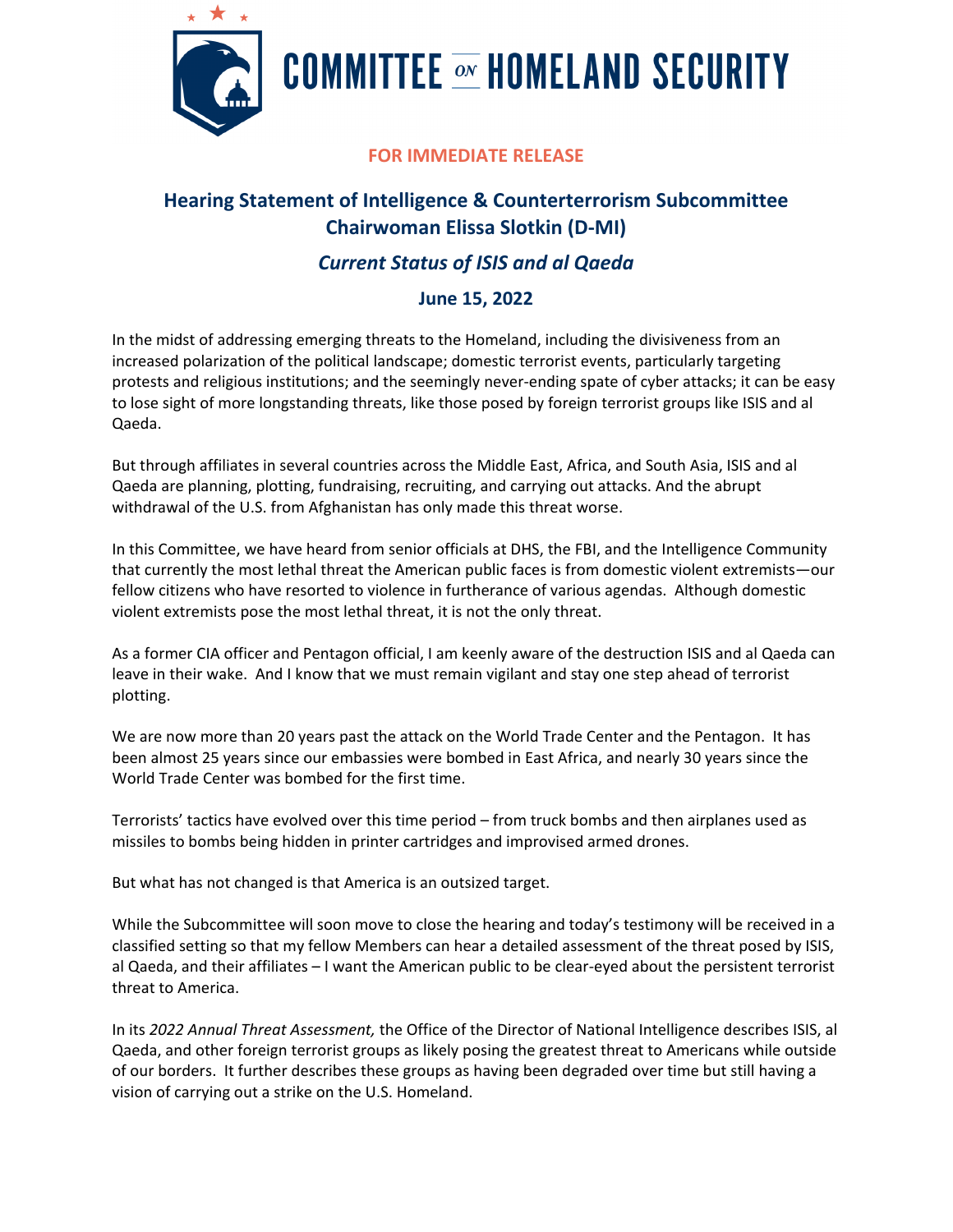# COMMITTEE ON HOMELAND SECURITY

**FOR IMMEDIATE RELEASE**

## Hearing Statement of Intelligence & Counterterrorism Subcommittee Chairwoman Elissa Slotkin (D-MI)

### *Current Status of ISIS and al Qaeda*

### June 15, 2022

In the midst of addressing emerging threats to the Homeland, including the divisiveness from an increased polarization of the political landscape; domestic terrorist events, particularly targeting protests and religious institutions; and the seemingly never-ending spate of cyber attacks; it can be easy to lose sight of more longstanding threats, like those posed by foreign terrorist groups like ISIS and al Qaeda.

But through affiliates in several countries across the Middle East, Africa, and South Asia, ISIS and al Qaeda are planning, plotting, fundraising, recruiting, and carrying out attacks. And the abrupt withdrawal of the U.S. from Afghanistan has only made this threat worse.

In this Committee, we have heard from senior officials at DHS, the FBI, and the Intelligence Community that currently the most lethal threat the American public faces is from domestic violent extremists—our fellow citizens who have resorted to violence in furtherance of various agendas. Although domestic violent extremists pose the most lethal threat, it is not the only threat.

As a former CIA officer and Pentagon official, I am keenly aware of the destruction ISIS and al Qaeda can leave in their wake. And I know that we must remain vigilant and stay one step ahead of terrorist plotting.

We are now more than 20 years past the attack on the World Trade Center and the Pentagon. It has been almost 25 years since our embassies were bombed in East Africa, and nearly 30 years since the World Trade Center was bombed for the first time.

Terrorists' tactics have evolved over this time period – from truck bombs and then airplanes used as missiles to bombs being hidden in printer cartridges and improvised armed drones.

But what has not changed is that America is an outsized target.

While the Subcommittee will soon move to close the hearing and today's testimony will be received in a classified setting so that my fellow Members can hear a detailed assessment of the threat posed by ISIS, al Qaeda, and their affiliates – I want the American public to be clear-eyed about the persistent terrorist threat to America.

In its *2022 Annual Threat Assessment,* the Office of the Director of National Intelligence describes ISIS, al Qaeda, and other foreign terrorist groups as likely posing the greatest threat to Americans while outside of our borders. It further describes these groups as having been degraded over time but still having a vision of carrying out a strike on the U.S. Homeland.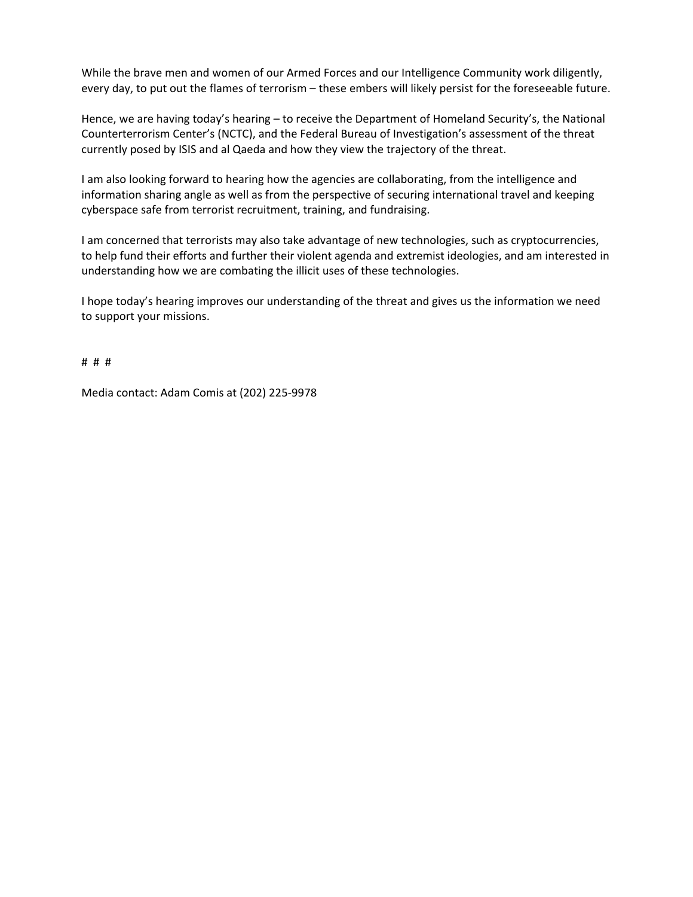While the brave men and women of our Armed Forces and our Intelligence Community work diligently, every day, to put out the flames of terrorism – these embers will likely persist for the foreseeable future.

Hence, we are having today's hearing – to receive the Department of Homeland Security's, the National Counterterrorism Center's (NCTC), and the Federal Bureau of Investigation's assessment of the threat currently posed by ISIS and al Qaeda and how they view the trajectory of the threat.

I am also looking forward to hearing how the agencies are collaborating, from the intelligence and information sharing angle as well as from the perspective of securing international travel and keeping cyberspace safe from terrorist recruitment, training, and fundraising.

I am concerned that terrorists may also take advantage of new technologies, such as cryptocurrencies, to help fund their efforts and further their violent agenda and extremist ideologies, and am interested in understanding how we are combating the illicit uses of these technologies.

I hope today's hearing improves our understanding of the threat and gives us the information we need to support your missions.

# # #

Media contact: Adam Comis at (202) 225-9978